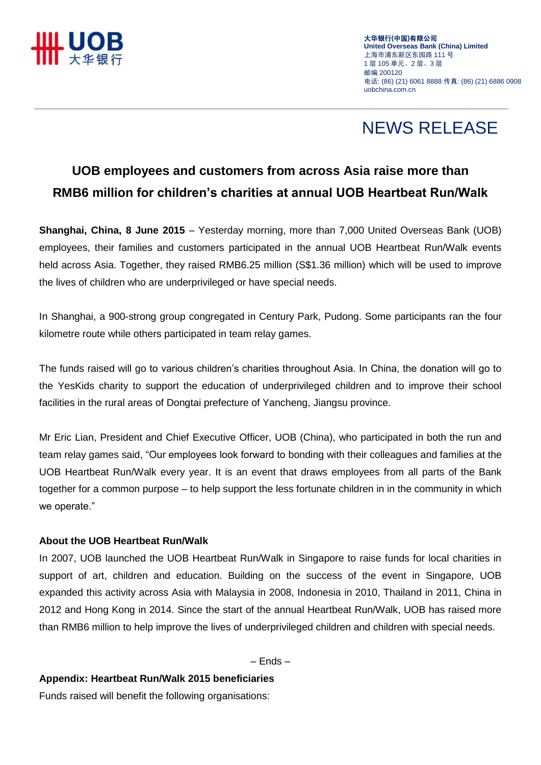大华银行(中国)有限公司
United Overseas Bank (China) Limited
上海市浦东新区东园路 111 号
1 层 105 单元、2 层、3 层
邮编 200120
电话: (86) (21) 6061 8888 传真: (86) (21) 6886 0908
uobchina.com.cn

# NEWS RELEASE

## UOB employees and customers from across Asia raise more than RMB6 million for children's charities at annual UOB Heartbeat Run/Walk

**Shanghai, China, 8 June 2015** – Yesterday morning, more than 7,000 United Overseas Bank (UOB) employees, their families and customers participated in the annual UOB Heartbeat Run/Walk events held across Asia. Together, they raised RMB6.25 million (S$1.36 million) which will be used to improve the lives of children who are underprivileged or have special needs.

In Shanghai, a 900-strong group congregated in Century Park, Pudong. Some participants ran the four kilometre route while others participated in team relay games.

The funds raised will go to various children's charities throughout Asia. In China, the donation will go to the YesKids charity to support the education of underprivileged children and to improve their school facilities in the rural areas of Dongtai prefecture of Yancheng, Jiangsu province.

Mr Eric Lian, President and Chief Executive Officer, UOB (China), who participated in both the run and team relay games said, "Our employees look forward to bonding with their colleagues and families at the UOB Heartbeat Run/Walk every year. It is an event that draws employees from all parts of the Bank together for a common purpose – to help support the less fortunate children in in the community in which we operate."

**About the UOB Heartbeat Run/Walk**

In 2007, UOB launched the UOB Heartbeat Run/Walk in Singapore to raise funds for local charities in support of art, children and education. Building on the success of the event in Singapore, UOB expanded this activity across Asia with Malaysia in 2008, Indonesia in 2010, Thailand in 2011, China in 2012 and Hong Kong in 2014. Since the start of the annual Heartbeat Run/Walk, UOB has raised more than RMB6 million to help improve the lives of underprivileged children and children with special needs.

– Ends –

**Appendix: Heartbeat Run/Walk 2015 beneficiaries**

Funds raised will benefit the following organisations: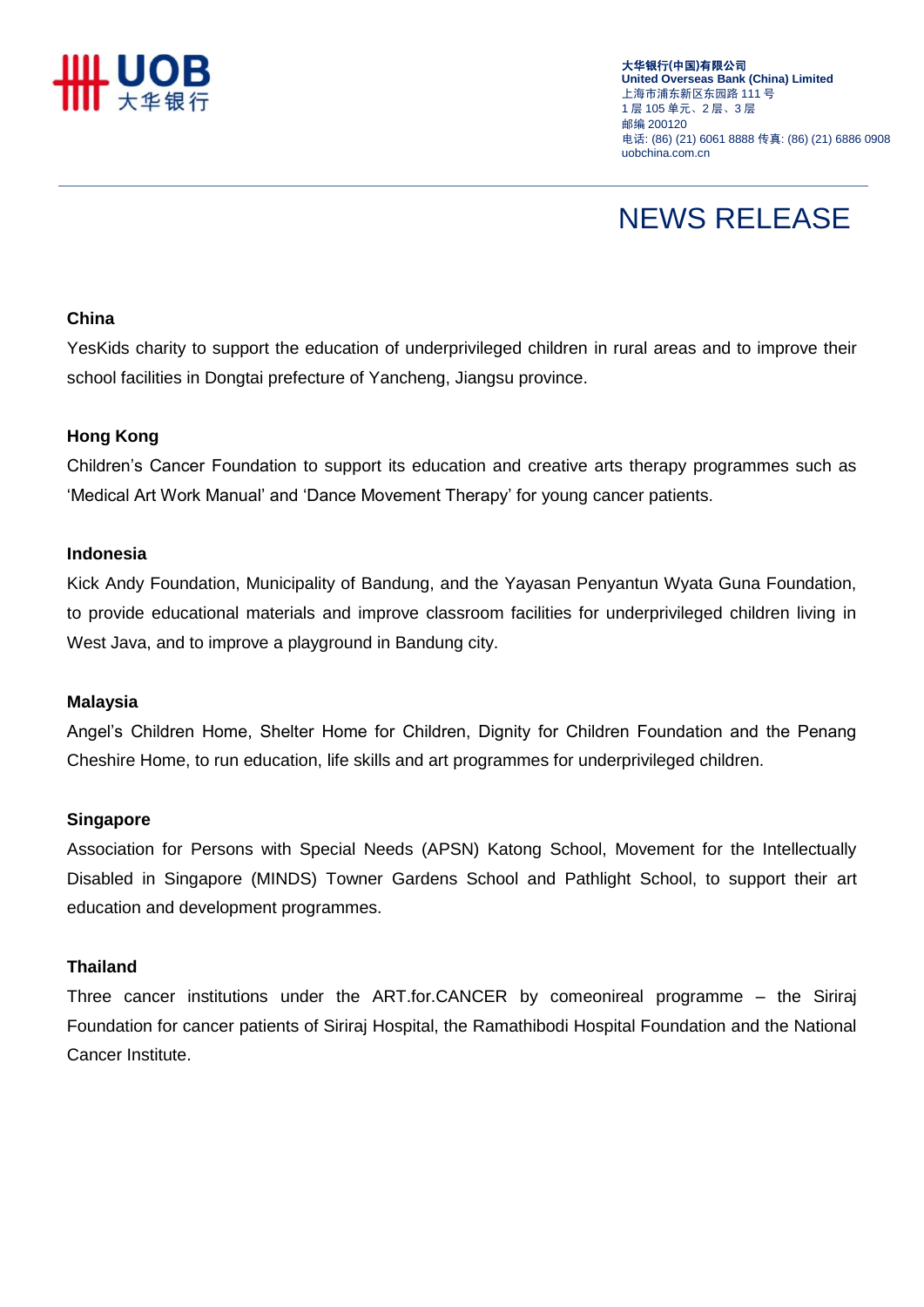# NEWS RELEASE

**China**

YesKids charity to support the education of underprivileged children in rural areas and to improve their school facilities in Dongtai prefecture of Yancheng, Jiangsu province.

**Hong Kong**

Children's Cancer Foundation to support its education and creative arts therapy programmes such as 'Medical Art Work Manual' and 'Dance Movement Therapy' for young cancer patients.

**Indonesia**

Kick Andy Foundation, Municipality of Bandung, and the Yayasan Penyantun Wyata Guna Foundation, to provide educational materials and improve classroom facilities for underprivileged children living in West Java, and to improve a playground in Bandung city.

**Malaysia**

Angel's Children Home, Shelter Home for Children, Dignity for Children Foundation and the Penang Cheshire Home, to run education, life skills and art programmes for underprivileged children.

**Singapore**

Association for Persons with Special Needs (APSN) Katong School, Movement for the Intellectually Disabled in Singapore (MINDS) Towner Gardens School and Pathlight School, to support their art education and development programmes.

**Thailand**

Three cancer institutions under the ART.for.CANCER by comeonireal programme – the Siriraj Foundation for cancer patients of Siriraj Hospital, the Ramathibodi Hospital Foundation and the National Cancer Institute.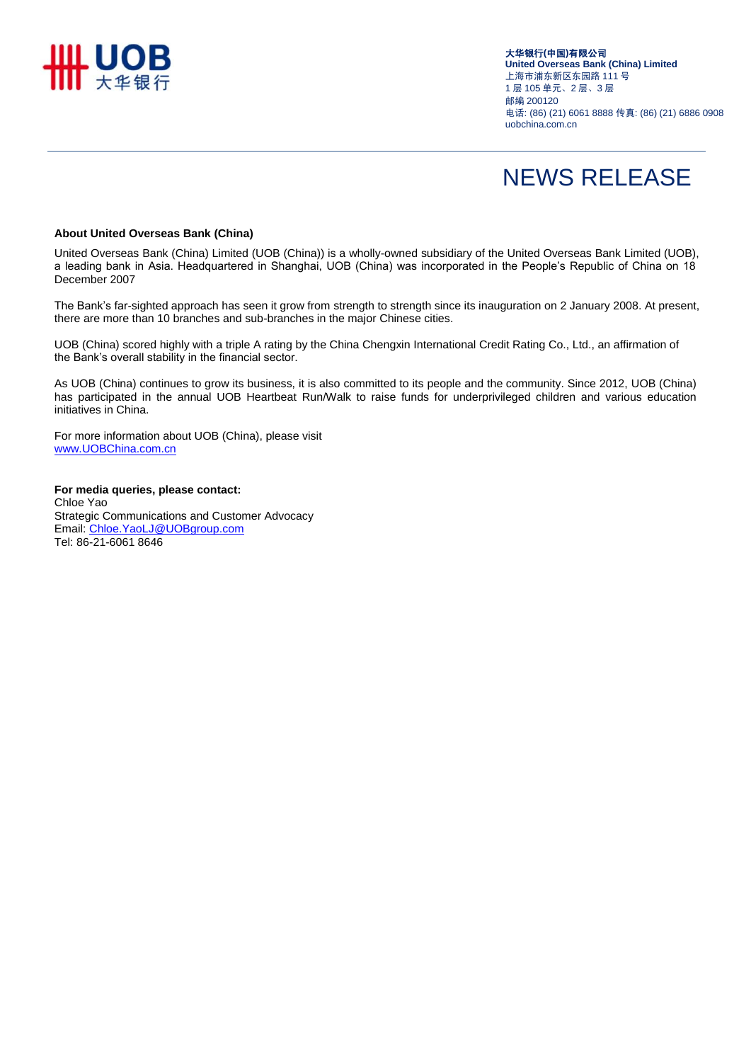**About United Overseas Bank (China)**

United Overseas Bank (China) Limited (UOB (China)) is a wholly-owned subsidiary of the United Overseas Bank Limited (UOB), a leading bank in Asia. Headquartered in Shanghai, UOB (China) was incorporated in the People's Republic of China on 18 December 2007

The Bank's far-sighted approach has seen it grow from strength to strength since its inauguration on 2 January 2008. At present, there are more than 10 branches and sub-branches in the major Chinese cities.

UOB (China) scored highly with a triple A rating by the China Chengxin International Credit Rating Co., Ltd., an affirmation of the Bank's overall stability in the financial sector.

As UOB (China) continues to grow its business, it is also committed to its people and the community. Since 2012, UOB (China) has participated in the annual UOB Heartbeat Run/Walk to raise funds for underprivileged children and various education initiatives in China.

For more information about UOB (China), please visit
www.UOBChina.com.cn

**For media queries, please contact:**
Chloe Yao
Strategic Communications and Customer Advocacy
Email: Chloe.YaoLJ@UOBgroup.com
Tel: 86-21-6061 8646